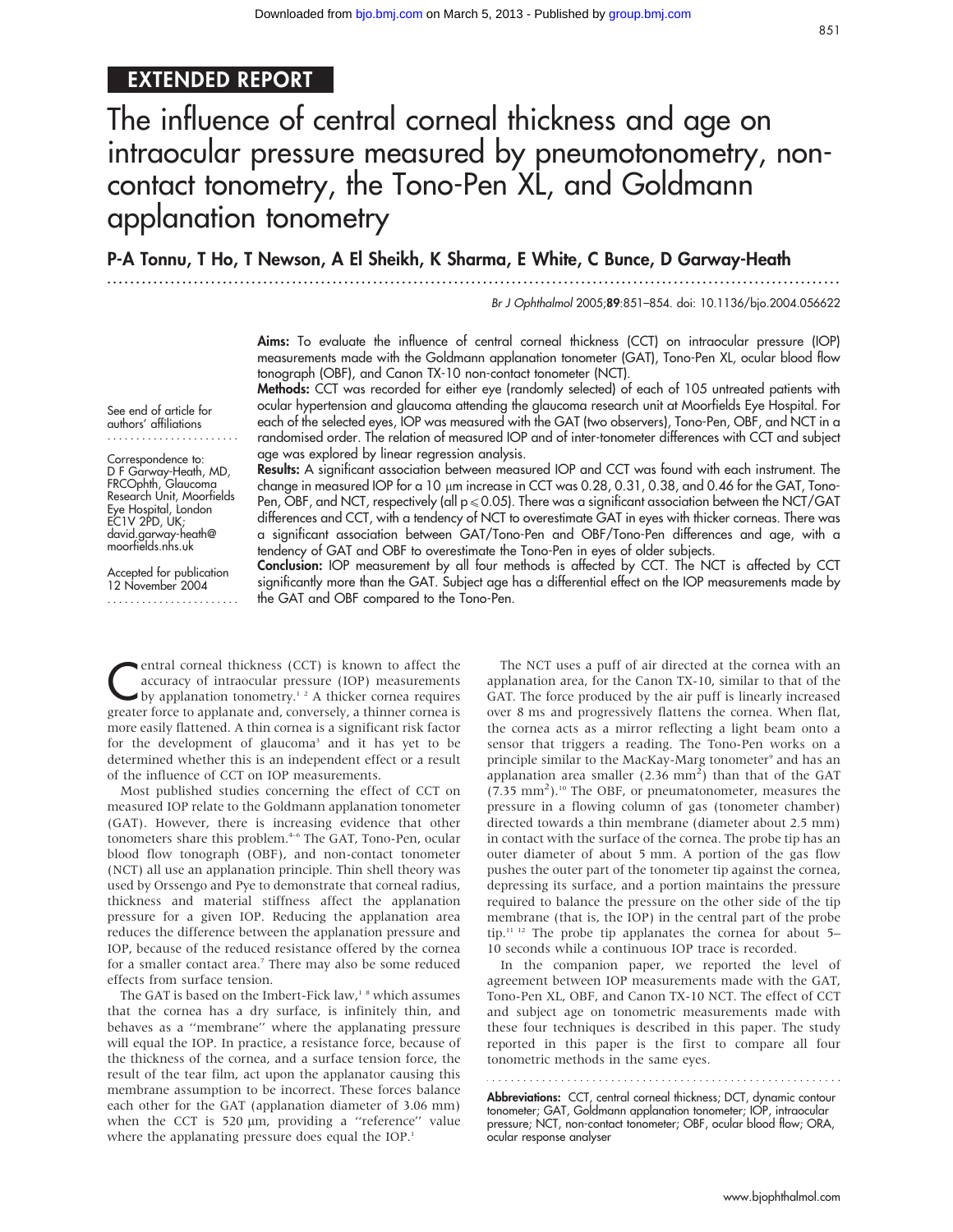EXTENDED REPORT

# The influence of central corneal thickness and age on intraocular pressure measured by pneumotonometry, non-contact tonometry, the Tono-Pen XL, and Goldmann applanation tonometry

**P-A Tonnu, T Ho, T Newson, A El Sheikh, K Sharma, E White, C Bunce, D Garway-Heath**

*Br J Ophthalmol* 2005;**89**:851–854. doi: 10.1136/bjo.2004.056622

See end of article for authors' affiliations

Correspondence to: D F Garway-Heath, MD, FRCOphth, Glaucoma Research Unit, Moorfields Eye Hospital, London EC1V 2PD, UK; david.garway-heath@moorfields.nhs.uk

Accepted for publication 12 November 2004

**Aims:** To evaluate the influence of central corneal thickness (CCT) on intraocular pressure (IOP) measurements made with the Goldmann applanation tonometer (GAT), Tono-Pen XL, ocular blood flow tonograph (OBF), and Canon TX-10 non-contact tonometer (NCT).

**Methods:** CCT was recorded for either eye (randomly selected) of each of 105 untreated patients with ocular hypertension and glaucoma attending the glaucoma research unit at Moorfields Eye Hospital. For each of the selected eyes, IOP was measured with the GAT (two observers), Tono-Pen, OBF, and NCT in a randomised order. The relation of measured IOP and of inter-tonometer differences with CCT and subject age was explored by linear regression analysis.

**Results:** A significant association between measured IOP and CCT was found with each instrument. The change in measured IOP for a 10 µm increase in CCT was 0.28, 0.31, 0.38, and 0.46 for the GAT, Tono-Pen, OBF, and NCT, respectively (all $p \leq 0.05$). There was a significant association between the NCT/GAT differences and CCT, with a tendency of NCT to overestimate GAT in eyes with thicker corneas. There was a significant association between GAT/Tono-Pen and OBF/Tono-Pen differences and age, with a tendency of GAT and OBF to overestimate the Tono-Pen in eyes of older subjects.

**Conclusion:** IOP measurement by all four methods is affected by CCT. The NCT is affected by CCT significantly more than the GAT. Subject age has a differential effect on the IOP measurements made by the GAT and OBF compared to the Tono-Pen.

Central corneal thickness (CCT) is known to affect the accuracy of intraocular pressure (IOP) measurements by applanation tonometry.[1,2] A thicker cornea requires greater force to applanate and, conversely, a thinner cornea is more easily flattened. A thin cornea is a significant risk factor for the development of glaucoma[3] and it has yet to be determined whether this is an independent effect or a result of the influence of CCT on IOP measurements.

Most published studies concerning the effect of CCT on measured IOP relate to the Goldmann applanation tonometer (GAT). However, there is increasing evidence that other tonometers share this problem.[4–6] The GAT, Tono-Pen, ocular blood flow tonograph (OBF), and non-contact tonometer (NCT) all use an applanation principle. Thin shell theory was used by Orssengo and Pye to demonstrate that corneal radius, thickness and material stiffness affect the applanation pressure for a given IOP. Reducing the applanation area reduces the difference between the applanation pressure and IOP, because of the reduced resistance offered by the cornea for a smaller contact area.[7] There may also be some reduced effects from surface tension.

The GAT is based on the Imbert-Fick law,[1,8] which assumes that the cornea has a dry surface, is infinitely thin, and behaves as a "membrane" where the applanating pressure will equal the IOP. In practice, a resistance force, because of the thickness of the cornea, and a surface tension force, the result of the tear film, act upon the applanator causing this membrane assumption to be incorrect. These forces balance each other for the GAT (applanation diameter of 3.06 mm) when the CCT is 520 µm, providing a "reference" value where the applanating pressure does equal the IOP.[1]

The NCT uses a puff of air directed at the cornea with an applanation area, for the Canon TX-10, similar to that of the GAT. The force produced by the air puff is linearly increased over 8 ms and progressively flattens the cornea. When flat, the cornea acts as a mirror reflecting a light beam onto a sensor that triggers a reading. The Tono-Pen works on a principle similar to the MacKay-Marg tonometer[9] and has an applanation area smaller (2.36 mm$^2$) than that of the GAT (7.35 mm$^2$).[10] The OBF, or pneumatonometer, measures the pressure in a flowing column of gas (tonometer chamber) directed towards a thin membrane (diameter about 2.5 mm) in contact with the surface of the cornea. The probe tip has an outer diameter of about 5 mm. A portion of the gas flow pushes the outer part of the tonometer tip against the cornea, depressing its surface, and a portion maintains the pressure required to balance the pressure on the other side of the tip membrane (that is, the IOP) in the central part of the probe tip.[11,12] The probe tip applanates the cornea for about 5–10 seconds while a continuous IOP trace is recorded.

In the companion paper, we reported the level of agreement between IOP measurements made with the GAT, Tono-Pen XL, OBF, and Canon TX-10 NCT. The effect of CCT and subject age on tonometric measurements made with these four techniques is described in this paper. The study reported in this paper is the first to compare all four tonometric methods in the same eyes.

**Abbreviations:** CCT, central corneal thickness; DCT, dynamic contour tonometer; GAT, Goldmann applanation tonometer; IOP, intraocular pressure; NCT, non-contact tonometer; OBF, ocular blood flow; ORA, ocular response analyser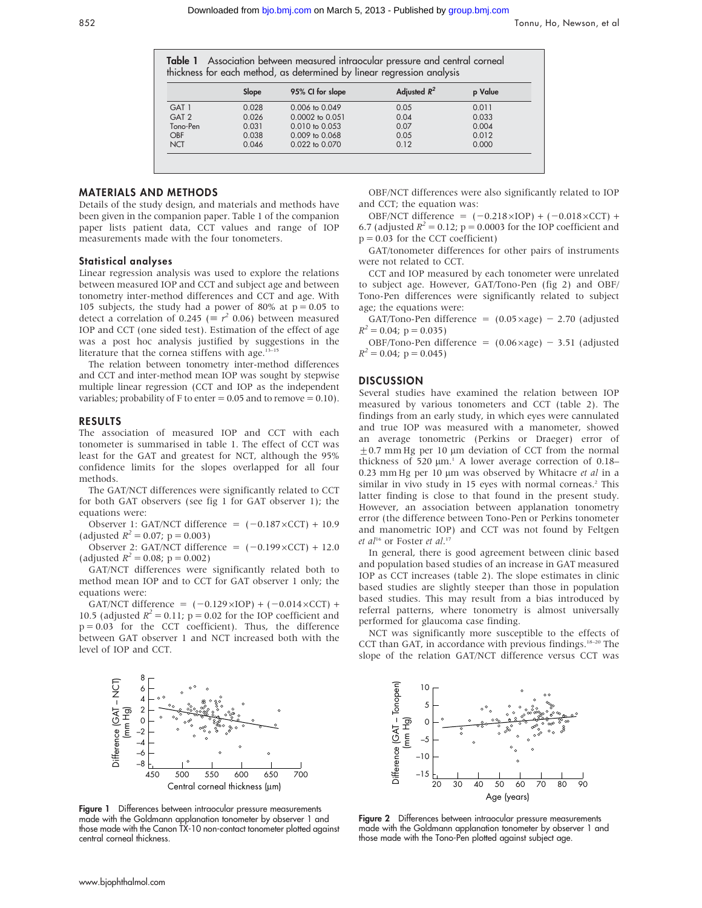**Table 1** Association between measured intraocular pressure and central corneal thickness for each method, as determined by linear regression analysis

| | Slope | 95% CI for slope | Adjusted $R^2$ | p Value |
|---|---|---|---|---|
| GAT 1 | 0.028 | 0.006 to 0.049 | 0.05 | 0.011 |
| GAT 2 | 0.026 | 0.0002 to 0.051 | 0.04 | 0.033 |
| Tono-Pen | 0.031 | 0.010 to 0.053 | 0.07 | 0.004 |
| OBF | 0.038 | 0.009 to 0.068 | 0.05 | 0.012 |
| NCT | 0.046 | 0.022 to 0.070 | 0.12 | 0.000 |

## MATERIALS AND METHODS

Details of the study design, and materials and methods have been given in the companion paper. Table 1 of the companion paper lists patient data, CCT values and range of IOP measurements made with the four tonometers.

### Statistical analyses

Linear regression analysis was used to explore the relations between measured IOP and CCT and subject age and between tonometry inter-method differences and CCT and age. With 105 subjects, the study had a power of 80% at p = 0.05 to detect a correlation of 0.245 ($\equiv r^2$ 0.06) between measured IOP and CCT (one sided test). Estimation of the effect of age was a post hoc analysis justified by suggestions in the literature that the cornea stiffens with age.[13–15]

The relation between tonometry inter-method differences and CCT and inter-method mean IOP was sought by stepwise multiple linear regression (CCT and IOP as the independent variables; probability of F to enter = 0.05 and to remove = 0.10).

## RESULTS

The association of measured IOP and CCT with each tonometer is summarised in table 1. The effect of CCT was least for the GAT and greatest for NCT, although the 95% confidence limits for the slopes overlapped for all four methods.

The GAT/NCT differences were significantly related to CCT for both GAT observers (see fig 1 for GAT observer 1); the equations were:

Observer 1: GAT/NCT difference = $(-0.187\times\text{CCT}) + 10.9$ (adjusted $R^2 = 0.07$; p = 0.003)

Observer 2: GAT/NCT difference = $(-0.199\times\text{CCT}) + 12.0$ (adjusted $R^2 = 0.08$; p = 0.002)

GAT/NCT differences were significantly related both to method mean IOP and to CCT for GAT observer 1 only; the equations were:

GAT/NCT difference = $(-0.129\times\text{IOP}) + (-0.014\times\text{CCT}) + 10.5$ (adjusted $R^2 = 0.11$; p = 0.02 for the IOP coefficient and p = 0.03 for the CCT coefficient). Thus, the difference between GAT observer 1 and NCT increased both with the level of IOP and CCT.

OBF/NCT differences were also significantly related to IOP and CCT; the equation was:

OBF/NCT difference = $(-0.218\times\text{IOP}) + (-0.018\times\text{CCT}) + 6.7$ (adjusted $R^2 = 0.12$; p = 0.0003 for the IOP coefficient and p = 0.03 for the CCT coefficient)

GAT/tonometer differences for other pairs of instruments were not related to CCT.

CCT and IOP measured by each tonometer were unrelated to subject age. However, GAT/Tono-Pen (fig 2) and OBF/Tono-Pen differences were significantly related to subject age; the equations were:

GAT/Tono-Pen difference = $(0.05\times\text{age}) - 2.70$ (adjusted $R^2 = 0.04$; p = 0.035)

OBF/Tono-Pen difference = $(0.06\times\text{age}) - 3.51$ (adjusted $R^2 = 0.04$; p = 0.045)

## DISCUSSION

Several studies have examined the relation between IOP measured by various tonometers and CCT (table 2). The findings from an early study, in which eyes were cannulated and true IOP was measured with a manometer, showed an average tonometric (Perkins or Draeger) error of ±0.7 mm Hg per 10 µm deviation of CCT from the normal thickness of 520 µm.[1] A lower average correction of 0.18–0.23 mm Hg per 10 µm was observed by Whitacre *et al* in a similar in vivo study in 15 eyes with normal corneas.[2] This latter finding is close to that found in the present study. However, an association between applanation tonometry error (the difference between Tono-Pen or Perkins tonometer and manometric IOP) and CCT was not found by Feltgen *et al*[16] or Foster *et al*.[17]

In general, there is good agreement between clinic based and population based studies of an increase in GAT measured IOP as CCT increases (table 2). The slope estimates in clinic based studies are slightly steeper than those in population based studies. This may result from a bias introduced by referral patterns, where tonometry is almost universally performed for glaucoma case finding.

NCT was significantly more susceptible to the effects of CCT than GAT, in accordance with previous findings.[18–20] The slope of the relation GAT/NCT difference versus CCT was

**Figure 1** Differences between intraocular pressure measurements made with the Goldmann applanation tonometer by observer 1 and those made with the Canon TX-10 non-contact tonometer plotted against central corneal thickness.

**Figure 2** Differences between intraocular pressure measurements made with the Goldmann applanation tonometer by observer 1 and those made with the Tono-Pen plotted against subject age.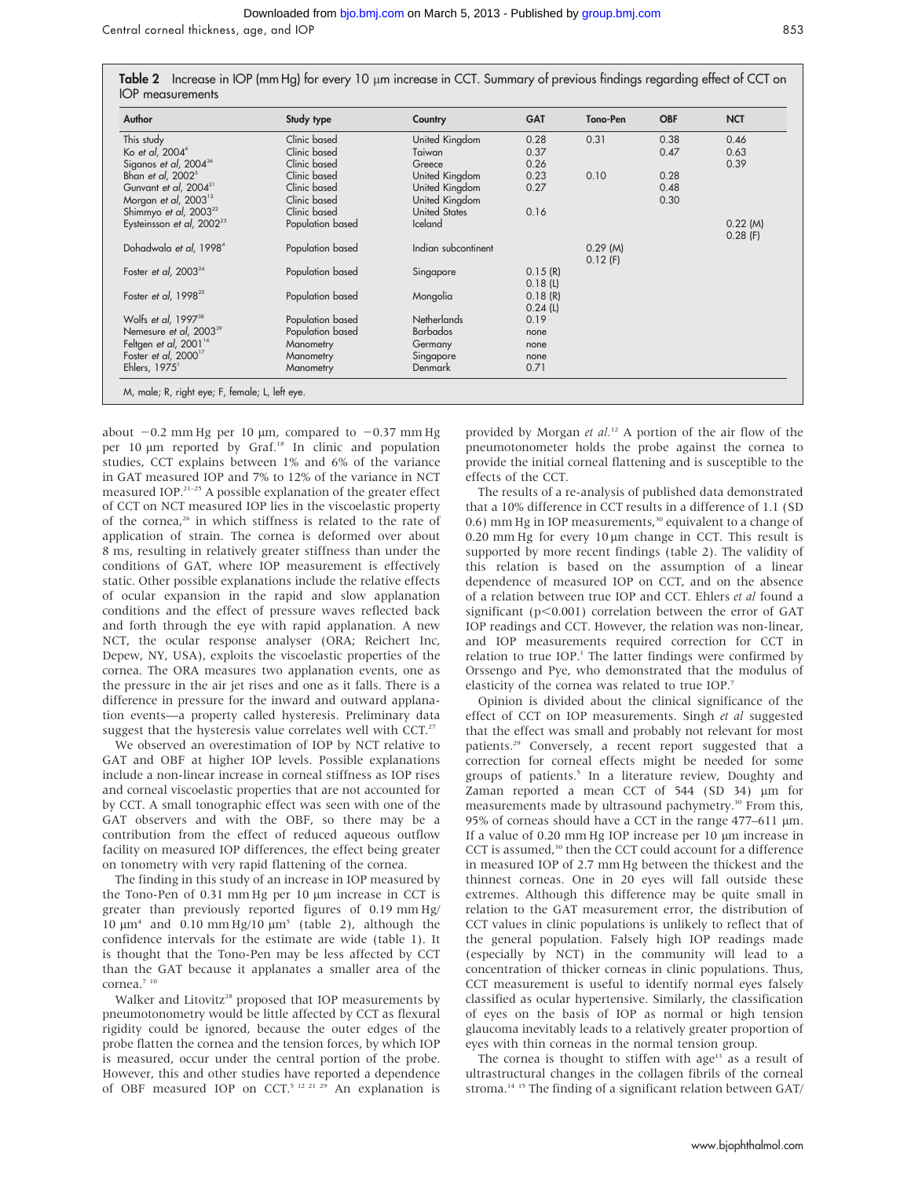**Table 2** Increase in IOP (mm Hg) for every 10 μm increase in CCT. Summary of previous findings regarding effect of CCT on IOP measurements

| Author | Study type | Country | GAT | Tono-Pen | OBF | NCT |
|---|---|---|---|---|---|---|
| This study | Clinic based | United Kingdom | 0.28 | 0.31 | 0.38 | 0.46 |
| Ko *et al*, 2004[6] | Clinic based | Taiwan | 0.37 | | 0.47 | 0.63 |
| Siganos *et al*, 2004[36] | Clinic based | Greece | 0.26 | | | 0.39 |
| Bhan *et al*, 2002[5] | Clinic based | United Kingdom | 0.23 | 0.10 | 0.28 | |
| Gunvant *et al*, 2004[21] | Clinic based | United Kingdom | 0.27 | | 0.48 | |
| Morgan *et al*, 2003[12] | Clinic based | United Kingdom | | | 0.30 | |
| Shimmyo *et al*, 2003[22] | Clinic based | United States | 0.16 | | | |
| Eysteinsson *et al*, 2002[23] | Population based | Iceland | | | | 0.22 (M) 0.28 (F) |
| Dohadwala *et al*, 1998[4] | Population based | Indian subcontinent | | 0.29 (M) 0.12 (F) | | |
| Foster *et al*, 2003[24] | Population based | Singapore | 0.15 (R) 0.18 (L) | | | |
| Foster *et al*, 1998[25] | Population based | Mongolia | 0.18 (R) 0.24 (L) | | | |
| Wolfs *et al*, 1997[38] | Population based | Netherlands | 0.19 | | | |
| Nemesure *et al*, 2003[39] | Population based | Barbados | none | | | |
| Feltgen *et al*, 2001[16] | Manometry | Germany | none | | | |
| Foster *et al*, 2000[17] | Manometry | Singapore | none | | | |
| Ehlers, 1975[1] | Manometry | Denmark | 0.71 | | | |

M, male; R, right eye; F, female; L, left eye.

about −0.2 mm Hg per 10 μm, compared to −0.37 mm Hg per 10 μm reported by Graf.[18] In clinic and population studies, CCT explains between 1% and 6% of the variance in GAT measured IOP and 7% to 12% of the variance in NCT measured IOP.[21–25] A possible explanation of the greater effect of CCT on NCT measured IOP lies in the viscoelastic property of the cornea,[26] in which stiffness is related to the rate of application of strain. The cornea is deformed over about 8 ms, resulting in relatively greater stiffness than under the conditions of GAT, where IOP measurement is effectively static. Other possible explanations include the relative effects of ocular expansion in the rapid and slow applanation conditions and the effect of pressure waves reflected back and forth through the eye with rapid applanation. A new NCT, the ocular response analyser (ORA; Reichert Inc, Depew, NY, USA), exploits the viscoelastic properties of the cornea. The ORA measures two applanation events, one as the pressure in the air jet rises and one as it falls. There is a difference in pressure for the inward and outward applanation events—a property called hysteresis. Preliminary data suggest that the hysteresis value correlates well with CCT.[27]

We observed an overestimation of IOP by NCT relative to GAT and OBF at higher IOP levels. Possible explanations include a non-linear increase in corneal stiffness as IOP rises and corneal viscoelastic properties that are not accounted for by CCT. A small tonographic effect was seen with one of the GAT observers and with the OBF, so there may be a contribution from the effect of reduced aqueous outflow facility on measured IOP differences, the effect being greater on tonometry with very rapid flattening of the cornea.

The finding in this study of an increase in IOP measured by the Tono-Pen of 0.31 mm Hg per 10 μm increase in CCT is greater than previously reported figures of 0.19 mm Hg/10 μm[4] and 0.10 mm Hg/10 μm[5] (table 2), although the confidence intervals for the estimate are wide (table 1). It is thought that the Tono-Pen may be less affected by CCT than the GAT because it applanates a smaller area of the cornea.[7 10]

Walker and Litovitz[28] proposed that IOP measurements by pneumotonometry would be little affected by CCT as flexural rigidity could be ignored, because the outer edges of the probe flatten the cornea and the tension forces, by which IOP is measured, occur under the central portion of the probe. However, this and other studies have reported a dependence of OBF measured IOP on CCT.[5 12 21 29] An explanation is provided by Morgan *et al*.[12] A portion of the air flow of the pneumotonometer holds the probe against the cornea to provide the initial corneal flattening and is susceptible to the effects of the CCT.

The results of a re-analysis of published data demonstrated that a 10% difference in CCT results in a difference of 1.1 (SD 0.6) mm Hg in IOP measurements,[30] equivalent to a change of 0.20 mm Hg for every 10 μm change in CCT. This result is supported by more recent findings (table 2). The validity of this relation is based on the assumption of a linear dependence of measured IOP on CCT, and on the absence of a relation between true IOP and CCT. Ehlers *et al* found a significant ($p<0.001$) correlation between the error of GAT IOP readings and CCT. However, the relation was non-linear, and IOP measurements required correction for CCT in relation to true IOP.[1] The latter findings were confirmed by Orssengo and Pye, who demonstrated that the modulus of elasticity of the cornea was related to true IOP.[7]

Opinion is divided about the clinical significance of the effect of CCT on IOP measurements. Singh *et al* suggested that the effect was small and probably not relevant for most patients.[29] Conversely, a recent report suggested that a correction for corneal effects might be needed for some groups of patients.[5] In a literature review, Doughty and Zaman reported a mean CCT of 544 (SD 34) μm for measurements made by ultrasound pachymetry.[30] From this, 95% of corneas should have a CCT in the range 477–611 μm. If a value of 0.20 mm Hg IOP increase per 10 μm increase in CCT is assumed,[30] then the CCT could account for a difference in measured IOP of 2.7 mm Hg between the thickest and the thinnest corneas. One in 20 eyes will fall outside these extremes. Although this difference may be quite small in relation to the GAT measurement error, the distribution of CCT values in clinic populations is unlikely to reflect that of the general population. Falsely high IOP readings made (especially by NCT) in the community will lead to a concentration of thicker corneas in clinic populations. Thus, CCT measurement is useful to identify normal eyes falsely classified as ocular hypertensive. Similarly, the classification of eyes on the basis of IOP as normal or high tension glaucoma inevitably leads to a relatively greater proportion of eyes with thin corneas in the normal tension group.

The cornea is thought to stiffen with age[13] as a result of ultrastructural changes in the collagen fibrils of the corneal stroma.[14 15] The finding of a significant relation between GAT/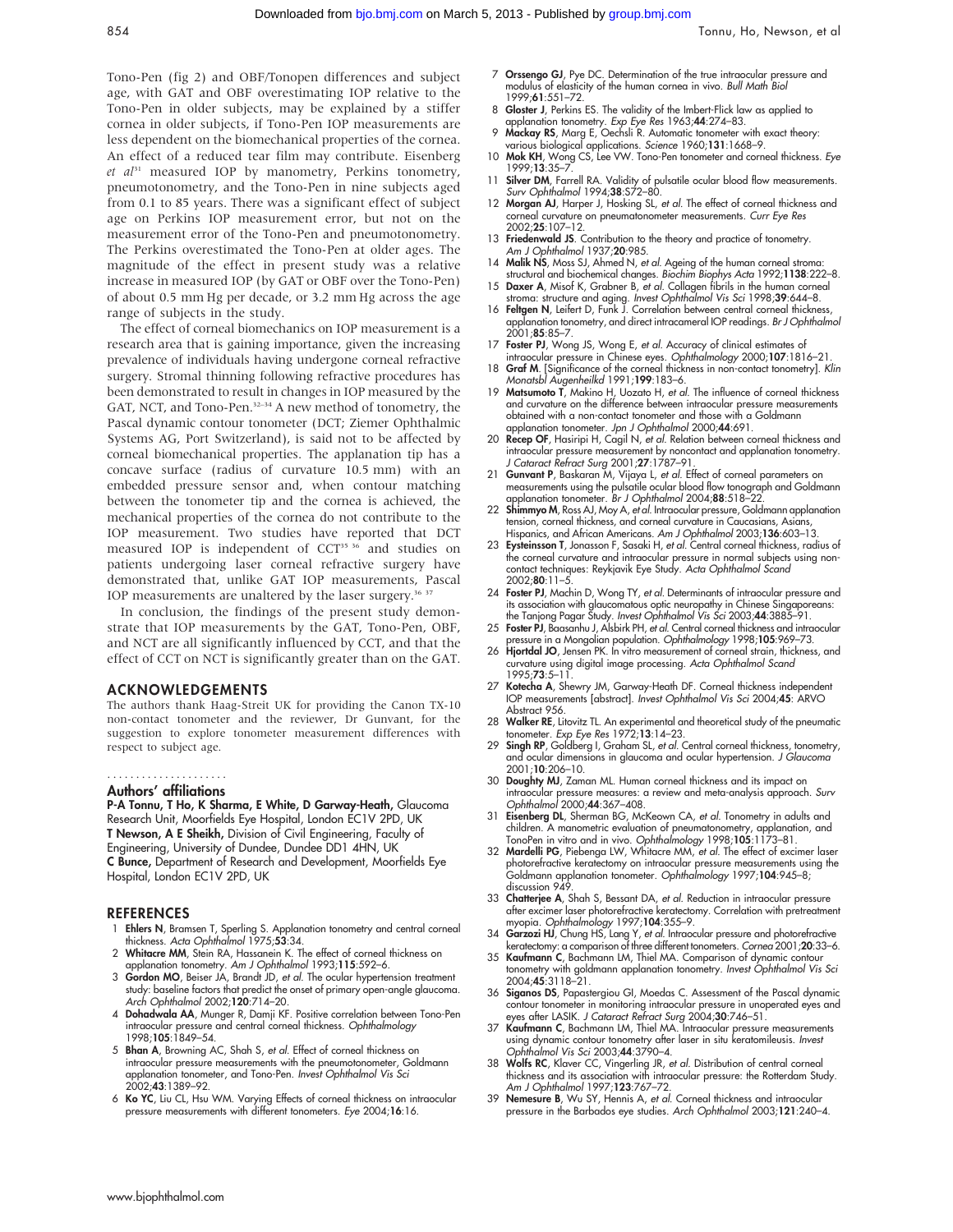Tono-Pen (fig 2) and OBF/Tonopen differences and subject age, with GAT and OBF overestimating IOP relative to the Tono-Pen in older subjects, may be explained by a stiffer cornea in older subjects, if Tono-Pen IOP measurements are less dependent on the biomechanical properties of the cornea. An effect of a reduced tear film may contribute. Eisenberg *et al*[31] measured IOP by manometry, Perkins tonometry, pneumotonometry, and the Tono-Pen in nine subjects aged from 0.1 to 85 years. There was a significant effect of subject age on Perkins IOP measurement error, but not on the measurement error of the Tono-Pen and pneumotonometry. The Perkins overestimated the Tono-Pen at older ages. The magnitude of the effect in present study was a relative increase in measured IOP (by GAT or OBF over the Tono-Pen) of about 0.5 mm Hg per decade, or 3.2 mm Hg across the age range of subjects in the study.

The effect of corneal biomechanics on IOP measurement is a research area that is gaining importance, given the increasing prevalence of individuals having undergone corneal refractive surgery. Stromal thinning following refractive procedures has been demonstrated to result in changes in IOP measured by the GAT, NCT, and Tono-Pen.[32–34] A new method of tonometry, the Pascal dynamic contour tonometer (DCT; Ziemer Ophthalmic Systems AG, Port Switzerland), is said not to be affected by corneal biomechanical properties. The applanation tip has a concave surface (radius of curvature 10.5 mm) with an embedded pressure sensor and, when contour matching between the tonometer tip and the cornea is achieved, the mechanical properties of the cornea do not contribute to the IOP measurement. Two studies have reported that DCT measured IOP is independent of CCT[35 36] and studies on patients undergoing laser corneal refractive surgery have demonstrated that, unlike GAT IOP measurements, Pascal IOP measurements are unaltered by the laser surgery.[36 37]

In conclusion, the findings of the present study demonstrate that IOP measurements by the GAT, Tono-Pen, OBF, and NCT are all significantly influenced by CCT, and that the effect of CCT on NCT is significantly greater than on the GAT.

## ACKNOWLEDGEMENTS

The authors thank Haag-Streit UK for providing the Canon TX-10 non-contact tonometer and the reviewer, Dr Gunvant, for the suggestion to explore tonometer measurement differences with respect to subject age.

### Authors' affiliations

**P-A Tonnu, T Ho, K Sharma, E White, D Garway-Heath,** Glaucoma Research Unit, Moorfields Eye Hospital, London EC1V 2PD, UK
**T Newson, A E Sheikh,** Division of Civil Engineering, Faculty of Engineering, University of Dundee, Dundee DD1 4HN, UK
**C Bunce,** Department of Research and Development, Moorfields Eye Hospital, London EC1V 2PD, UK

## REFERENCES

1. **Ehlers N**, Bramsen T, Sperling S. Applanation tonometry and central corneal thickness. *Acta Ophthalmol* 1975;**53**:34.
2. **Whitacre MM**, Stein RA, Hassanein K. The effect of corneal thickness on applanation tonometry. *Am J Ophthalmol* 1993;**115**:592–6.
3. **Gordon MO**, Beiser JA, Brandt JD, *et al*. The ocular hypertension treatment study: baseline factors that predict the onset of primary open-angle glaucoma. *Arch Ophthalmol* 2002;**120**:714–20.
4. **Dohadwala AA**, Munger R, Damji KF. Positive correlation between Tono-Pen intraocular pressure and central corneal thickness. *Ophthalmology* 1998;**105**:1849–54.
5. **Bhan A**, Browning AC, Shah S, *et al*. Effect of corneal thickness on intraocular pressure measurements with the pneumotonometer, Goldmann applanation tonometer, and Tono-Pen. *Invest Ophthalmol Vis Sci* 2002;**43**:1389–92.
6. **Ko YC**, Liu CL, Hsu WM. Varying Effects of corneal thickness on intraocular pressure measurements with different tonometers. *Eye* 2004;**16**:16.
7. **Orssengo GJ**, Pye DC. Determination of the true intraocular pressure and modulus of elasticity of the human cornea in vivo. *Bull Math Biol* 1999;**61**:551–72.
8. **Gloster J**, Perkins ES. The validity of the Imbert-Flick law as applied to applanation tonometry. *Exp Eye Res* 1963;**44**:274–83.
9. **Mackay RS**, Marg E, Oechsli R. Automatic tonometer with exact theory: various biological applications. *Science* 1960;**131**:1668–9.
10. **Mok KH**, Wong CS, Lee VW. Tono-Pen tonometer and corneal thickness. *Eye* 1999;**13**:35–7.
11. **Silver DM**, Farrell RA. Validity of pulsatile ocular blood flow measurements. *Surv Ophthalmol* 1994;**38**:S72–80.
12. **Morgan AJ**, Harper J, Hosking SL, *et al*. The effect of corneal thickness and corneal curvature on pneumatonometer measurements. *Curr Eye Res* 2002;**25**:107–12.
13. **Friedenwald JS**. Contribution to the theory and practice of tonometry. *Am J Ophthalmol* 1937;**20**:985.
14. **Malik NS**, Moss SJ, Ahmed N, *et al*. Ageing of the human corneal stroma: structural and biochemical changes. *Biochim Biophys Acta* 1992;**1138**:222–8.
15. **Daxer A**, Misof K, Grabner B, *et al*. Collagen fibrils in the human corneal stroma: structure and aging. *Invest Ophthalmol Vis Sci* 1998;**39**:644–8.
16. **Feltgen N**, Leifert D, Funk J. Correlation between central corneal thickness, applanation tonometry, and direct intracameral IOP readings. *Br J Ophthalmol* 2001;**85**:85–7.
17. **Foster PJ**, Wong JS, Wong E, *et al*. Accuracy of clinical estimates of intraocular pressure in Chinese eyes. *Ophthalmology* 2000;**107**:1816–21.
18. **Graf M**. [Significance of the corneal thickness in non-contact tonometry]. *Klin Monatsbl Augenheilkd* 1991;**199**:183–6.
19. **Matsumoto T**, Makino H, Uozato H, *et al*. The influence of corneal thickness and curvature on the difference between intraocular pressure measurements obtained with a non-contact tonometer and those with a Goldmann applanation tonometer. *Jpn J Ophthalmol* 2000;**44**:691.
20. **Recep OF**, Hasiripi H, Cagil N, *et al*. Relation between corneal thickness and intraocular pressure measurement by noncontact and applanation tonometry. *J Cataract Refract Surg* 2001;**27**:1787–91.
21. **Gunvant P**, Baskaran M, Vijaya L, *et al*. Effect of corneal parameters on measurements using the pulsatile ocular blood flow tonograph and Goldmann applanation tonometer. *Br J Ophthalmol* 2004;**88**:518–22.
22. **Shimmyo M**, Ross AJ, Moy A, *et al*. Intraocular pressure, Goldmann applanation tension, corneal thickness, and corneal curvature in Caucasians, Asians, Hispanics, and African Americans. *Am J Ophthalmol* 2003;**136**:603–13.
23. **Eysteinsson T**, Jonasson F, Sasaki H, *et al*. Central corneal thickness, radius of the corneal curvature and intraocular pressure in normal subjects using non-contact techniques: Reykjavik Eye Study. *Acta Ophthalmol Scand* 2002;**80**:11–5.
24. **Foster PJ**, Machin D, Wong TY, *et al*. Determinants of intraocular pressure and its association with glaucomatous optic neuropathy in Chinese Singaporeans: the Tanjong Pagar Study. *Invest Ophthalmol Vis Sci* 2003;**44**:3885–91.
25. **Foster PJ**, Baasanhu J, Alsbirk PH, *et al*. Central corneal thickness and intraocular pressure in a Mongolian population. *Ophthalmology* 1998;**105**:969–73.
26. **Hjortdal JO**, Jensen PK. In vitro measurement of corneal strain, thickness, and curvature using digital image processing. *Acta Ophthalmol Scand* 1995;**73**:5–11.
27. **Kotecha A**, Shewry JM, Garway-Heath DF. Corneal thickness independent IOP measurements [abstract]. *Invest Ophthalmol Vis Sci* 2004;**45**: ARVO Abstract 956.
28. **Walker RE**, Litovitz TL. An experimental and theoretical study of the pneumatic tonometer. *Exp Eye Res* 1972;**13**:14–23.
29. **Singh RP**, Goldberg I, Graham SL, *et al*. Central corneal thickness, tonometry, and ocular dimensions in glaucoma and ocular hypertension. *J Glaucoma* 2001;**10**:206–10.
30. **Doughty MJ**, Zaman ML. Human corneal thickness and its impact on intraocular pressure measures: a review and meta-analysis approach. *Surv Ophthalmol* 2000;**44**:367–408.
31. **Eisenberg DL**, Sherman BG, McKeown CA, *et al*. Tonometry in adults and children. A manometric evaluation of pneumatonometry, applanation, and TonoPen in vitro and in vivo. *Ophthalmology* 1998;**105**:1173–81.
32. **Mardelli PG**, Piebenga LW, Whitacre MM, *et al*. The effect of excimer laser photorefractive keratectomy on intraocular pressure measurements using the Goldmann applanation tonometer. *Ophthalmology* 1997;**104**:945–8; discussion 949.
33. **Chatterjee A**, Shah S, Bessant DA, *et al*. Reduction in intraocular pressure after excimer laser photorefractive keratectomy. Correlation with pretreatment myopia. *Ophthalmology* 1997;**104**:355–9.
34. **Garzozi HJ**, Chung HS, Lang Y, *et al*. Intraocular pressure and photorefractive keratectomy: a comparison of three different tonometers. *Cornea* 2001;**20**:33–6.
35. **Kaufmann C**, Bachmann LM, Thiel MA. Comparison of dynamic contour tonometry with goldmann applanation tonometry. *Invest Ophthalmol Vis Sci* 2004;**45**:3118–21.
36. **Siganos DS**, Papastergiou GI, Moedas C. Assessment of the Pascal dynamic contour tonometer in monitoring intraocular pressure in unoperated eyes and eyes after LASIK. *J Cataract Refract Surg* 2004;**30**:746–51.
37. **Kaufmann C**, Bachmann LM, Thiel MA. Intraocular pressure measurements using dynamic contour tonometry after laser in situ keratomileusis. *Invest Ophthalmol Vis Sci* 2003;**44**:3790–4.
38. **Wolfs RC**, Klaver CC, Vingerling JR, *et al*. Distribution of central corneal thickness and its association with intraocular pressure: the Rotterdam Study. *Am J Ophthalmol* 1997;**123**:767–72.
39. **Nemesure B**, Wu SY, Hennis A, *et al*. Corneal thickness and intraocular pressure in the Barbados eye studies. *Arch Ophthalmol* 2003;**121**:240–4.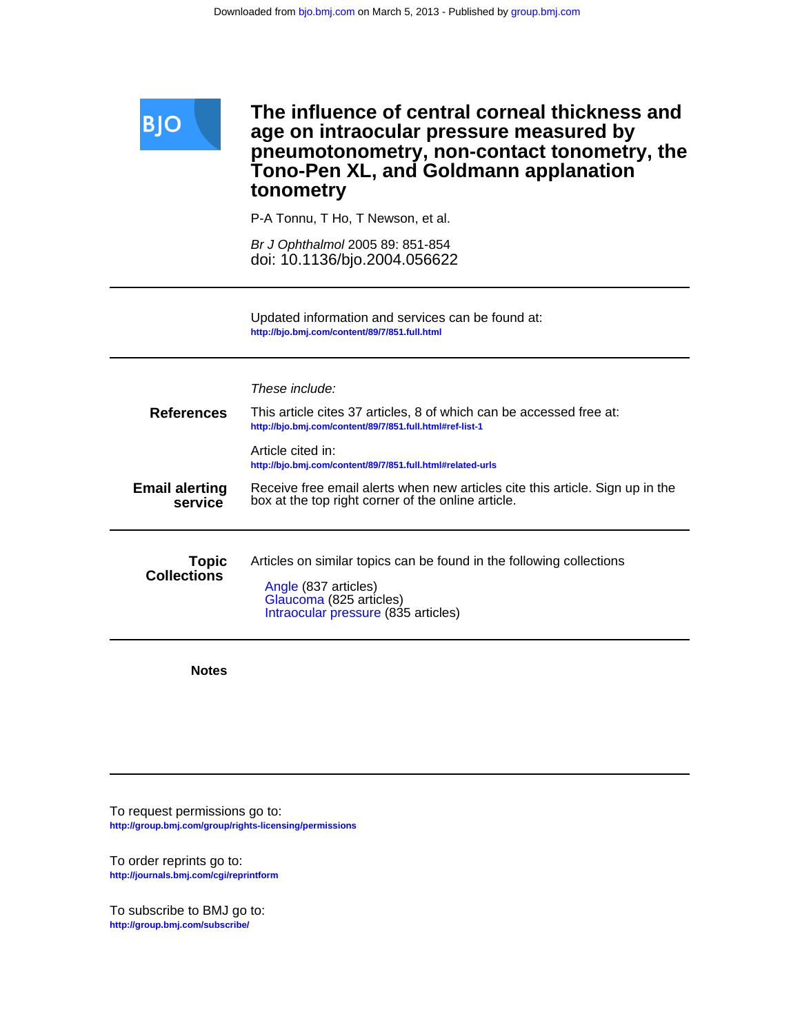Downloaded from bjo.bmj.com on March 5, 2013 - Published by group.bmj.com

BJO

# The influence of central corneal thickness and age on intraocular pressure measured by pneumotonometry, non-contact tonometry, the Tono-Pen XL, and Goldmann applanation tonometry

P-A Tonnu, T Ho, T Newson, et al.

*Br J Ophthalmol* 2005 89: 851-854
doi: 10.1136/bjo.2004.056622

---

Updated information and services can be found at:
http://bjo.bmj.com/content/89/7/851.full.html

---

*These include:*

**References**

This article cites 37 articles, 8 of which can be accessed free at:
http://bjo.bmj.com/content/89/7/851.full.html#ref-list-1

Article cited in:
http://bjo.bmj.com/content/89/7/851.full.html#related-urls

**Email alerting service**

Receive free email alerts when new articles cite this article. Sign up in the box at the top right corner of the online article.

---

**Topic Collections**

Articles on similar topics can be found in the following collections

- Angle (837 articles)
- Glaucoma (825 articles)
- Intraocular pressure (835 articles)

---

**Notes**

---

To request permissions go to:
http://group.bmj.com/group/rights-licensing/permissions

To order reprints go to:
http://journals.bmj.com/cgi/reprintform

To subscribe to BMJ go to:
http://group.bmj.com/subscribe/